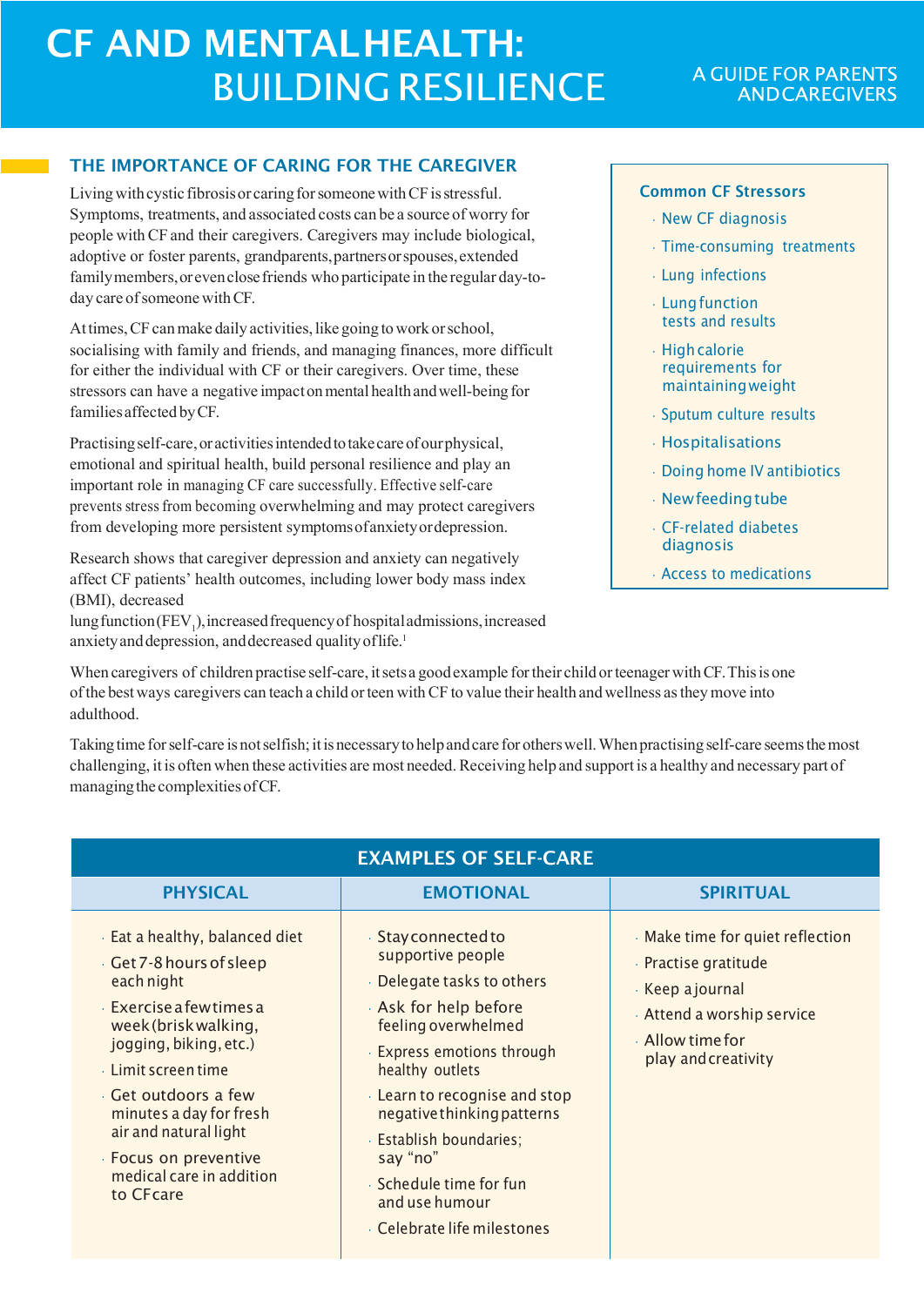# CF AND MENTAL HEALTH: BUILDING RESILIENCE

A GUIDE FOR PARENTS AND CAREGIVERS

## THE IMPORTANCE OF CARING FOR THE CAREGIVER

Living with cystic fibrosis or caring for someone with CF is stressful. Symptoms, treatments, and associated costs can be a source of worry for people with CF and their caregivers. Caregivers may include biological, adoptive or foster parents, grandparents, partners or spouses, extended family members, or even close friends who participate in the regular day-to-day care of someone with CF.

At times, CF can make daily activities, like going to work or school, socialising with family and friends, and managing finances, more difficult for either the individual with CF or their caregivers. Over time, these stressors can have a negative impact on mental health and well-being for families affected by CF.

Practising self-care, or activities intended to take care of our physical, emotional and spiritual health, build personal resilience and play an important role in managing CF care successfully. Effective self-care prevents stress from becoming overwhelming and may protect caregivers from developing more persistent symptoms of anxiety or depression.

Research shows that caregiver depression and anxiety can negatively affect CF patients' health outcomes, including lower body mass index (BMI), decreased lung function ($FEV_1$), increased frequency of hospital admissions, increased anxiety and depression, and decreased quality of life.[1]

### Common CF Stressors

- New CF diagnosis
- Time-consuming treatments
- Lung infections
- Lung function tests and results
- High calorie requirements for maintaining weight
- Sputum culture results
- Hospitalisations
- Doing home IV antibiotics
- New feeding tube
- CF-related diabetes diagnosis
- Access to medications

When caregivers of children practise self-care, it sets a good example for their child or teenager with CF. This is one of the best ways caregivers can teach a child or teen with CF to value their health and wellness as they move into adulthood.

Taking time for self-care is not selfish; it is necessary to help and care for others well. When practising self-care seems the most challenging, it is often when these activities are most needed. Receiving help and support is a healthy and necessary part of managing the complexities of CF.

## EXAMPLES OF SELF-CARE

| PHYSICAL | EMOTIONAL | SPIRITUAL |
|---|---|---|
| Eat a healthy, balanced diet | Stay connected to supportive people | Make time for quiet reflection |
| Get 7-8 hours of sleep each night | Delegate tasks to others | Practise gratitude |
| Exercise a few times a week (brisk walking, jogging, biking, etc.) | Ask for help before feeling overwhelmed | Keep a journal |
| Limit screen time | Express emotions through healthy outlets | Attend a worship service |
| Get outdoors a few minutes a day for fresh air and natural light | Learn to recognise and stop negative thinking patterns | Allow time for play and creativity |
| Focus on preventive medical care in addition to CF care | Establish boundaries; say "no" | |
| | Schedule time for fun and use humour | |
| | Celebrate life milestones | |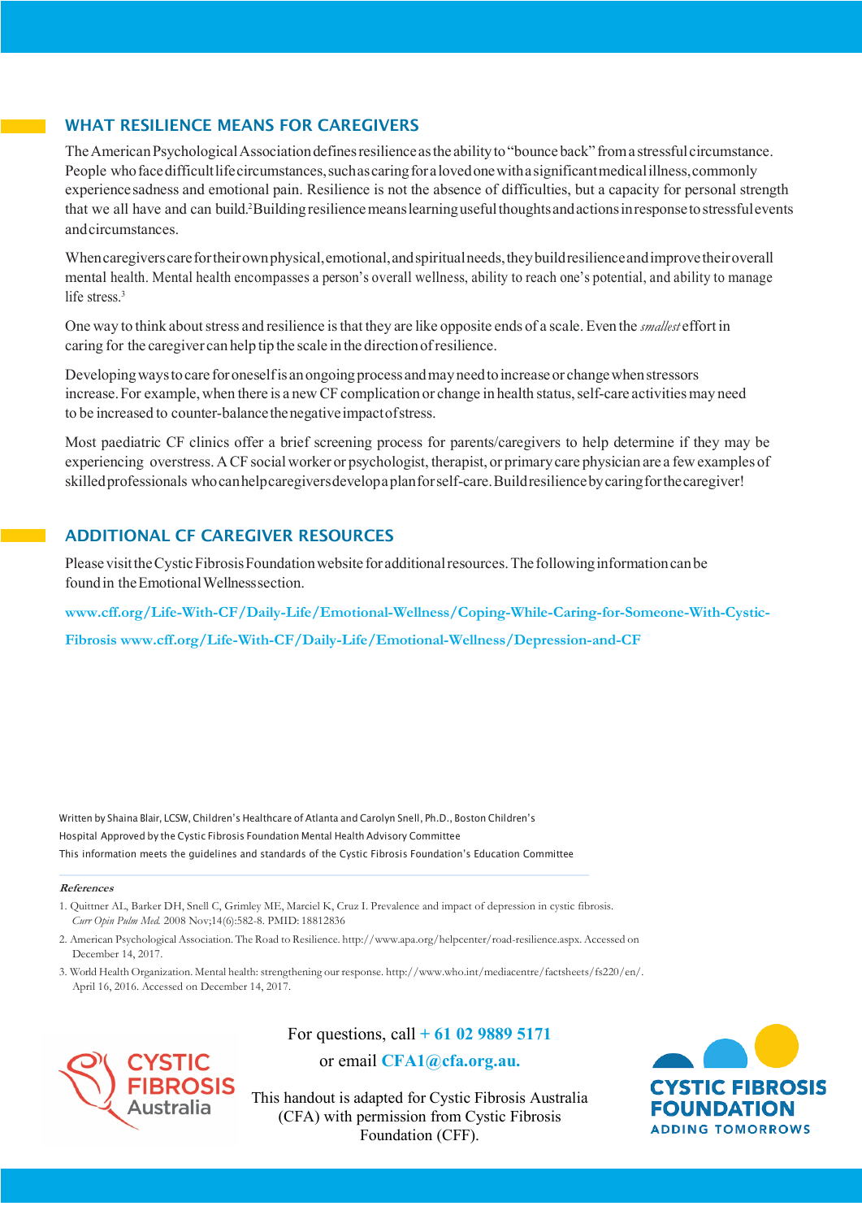## WHAT RESILIENCE MEANS FOR CAREGIVERS

The American Psychological Association defines resilience as the ability to "bounce back" from a stressful circumstance. People who face difficult life circumstances, such as caring for a loved one with a significant medical illness, commonly experience sadness and emotional pain. Resilience is not the absence of difficulties, but a capacity for personal strength that we all have and can build.[2] Building resilience means learning useful thoughts and actions in response to stressful events and circumstances.

When caregivers care for their own physical, emotional, and spiritual needs, they build resilience and improve their overall mental health. Mental health encompasses a person's overall wellness, ability to reach one's potential, and ability to manage life stress.[3]

One way to think about stress and resilience is that they are like opposite ends of a scale. Even the *smallest* effort in caring for the caregiver can help tip the scale in the direction of resilience.

Developing ways to care for oneself is an ongoing process and may need to increase or change when stressors increase. For example, when there is a new CF complication or change in health status, self-care activities may need to be increased to counter-balance the negative impact of stress.

Most paediatric CF clinics offer a brief screening process for parents/caregivers to help determine if they may be experiencing overstress. A CF social worker or psychologist, therapist, or primary care physician are a few examples of skilled professionals who can help caregivers develop a plan for self-care. Build resilience by caring for the caregiver!

## ADDITIONAL CF CAREGIVER RESOURCES

Please visit the Cystic Fibrosis Foundation website for additional resources. The following information can be found in the Emotional Wellness section.

**www.cff.org/Life-With-CF/Daily-Life/Emotional-Wellness/Coping-While-Caring-for-Someone-With-Cystic-Fibrosis www.cff.org/Life-With-CF/Daily-Life/Emotional-Wellness/Depression-and-CF**

Written by Shaina Blair, LCSW, Children's Healthcare of Atlanta and Carolyn Snell, Ph.D., Boston Children's Hospital Approved by the Cystic Fibrosis Foundation Mental Health Advisory Committee

This information meets the guidelines and standards of the Cystic Fibrosis Foundation's Education Committee

***References***

1. Quittner AL, Barker DH, Snell C, Grimley ME, Marciel K, Cruz I. Prevalence and impact of depression in cystic fibrosis. *Curr Opin Pulm Med.* 2008 Nov;14(6):582-8. PMID: 18812836
2. American Psychological Association. The Road to Resilience. http://www.apa.org/helpcenter/road-resilience.aspx. Accessed on December 14, 2017.
3. World Health Organization. Mental health: strengthening our response. http://www.who.int/mediacentre/factsheets/fs220/en/. April 16, 2016. Accessed on December 14, 2017.

CYSTIC FIBROSIS Australia

For questions, call **+ 61 02 9889 5171** or email **CFA1@cfa.org.au.**

This handout is adapted for Cystic Fibrosis Australia (CFA) with permission from Cystic Fibrosis Foundation (CFF).

CYSTIC FIBROSIS FOUNDATION
ADDING TOMORROWS